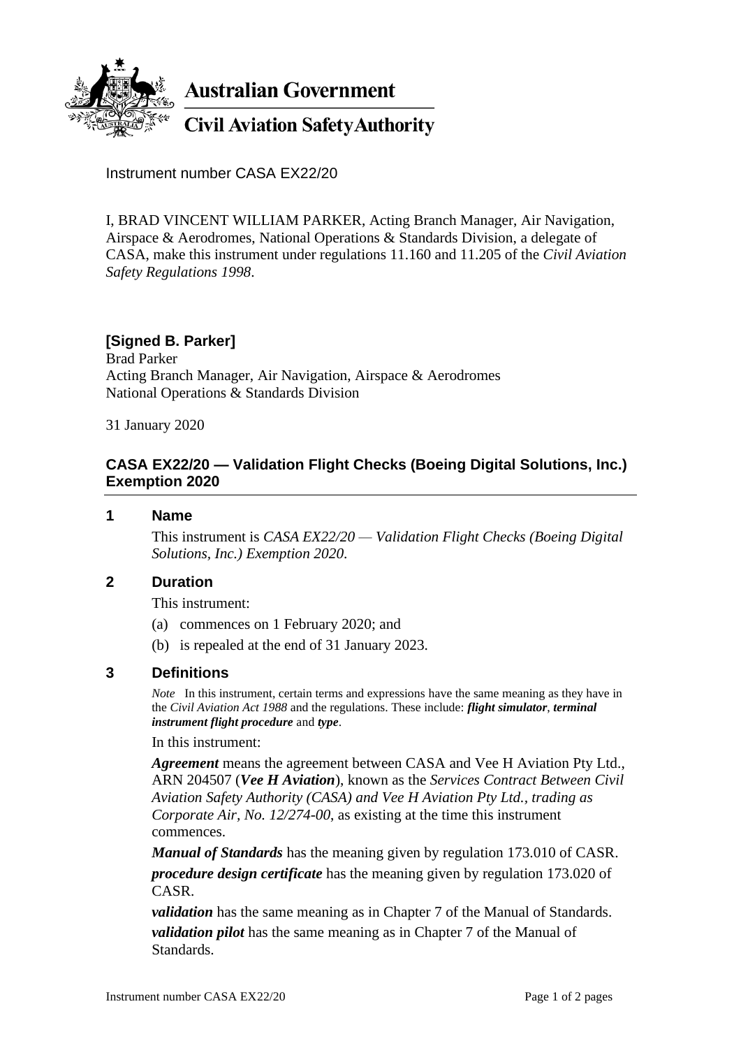Australian Government

Civil Aviation Safety Authority

Instrument number CASA EX22/20

I, BRAD VINCENT WILLIAM PARKER, Acting Branch Manager, Air Navigation, Airspace & Aerodromes, National Operations & Standards Division, a delegate of CASA, make this instrument under regulations 11.160 and 11.205 of the *Civil Aviation Safety Regulations 1998*.

**[Signed B. Parker]**
Brad Parker
Acting Branch Manager, Air Navigation, Airspace & Aerodromes
National Operations & Standards Division

31 January 2020

## CASA EX22/20 — Validation Flight Checks (Boeing Digital Solutions, Inc.) Exemption 2020

### 1 Name

This instrument is *CASA EX22/20 — Validation Flight Checks (Boeing Digital Solutions, Inc.) Exemption 2020.*

### 2 Duration

This instrument:

(a) commences on 1 February 2020; and

(b) is repealed at the end of 31 January 2023.

### 3 Definitions

*Note* In this instrument, certain terms and expressions have the same meaning as they have in the *Civil Aviation Act 1988* and the regulations. These include: ***flight simulator***, ***terminal instrument flight procedure*** and ***type***.

In this instrument:

***Agreement*** means the agreement between CASA and Vee H Aviation Pty Ltd., ARN 204507 (***Vee H Aviation***), known as the *Services Contract Between Civil Aviation Safety Authority (CASA) and Vee H Aviation Pty Ltd., trading as Corporate Air, No. 12/274-00*, as existing at the time this instrument commences.

***Manual of Standards*** has the meaning given by regulation 173.010 of CASR.

***procedure design certificate*** has the meaning given by regulation 173.020 of CASR.

***validation*** has the same meaning as in Chapter 7 of the Manual of Standards.

***validation pilot*** has the same meaning as in Chapter 7 of the Manual of Standards.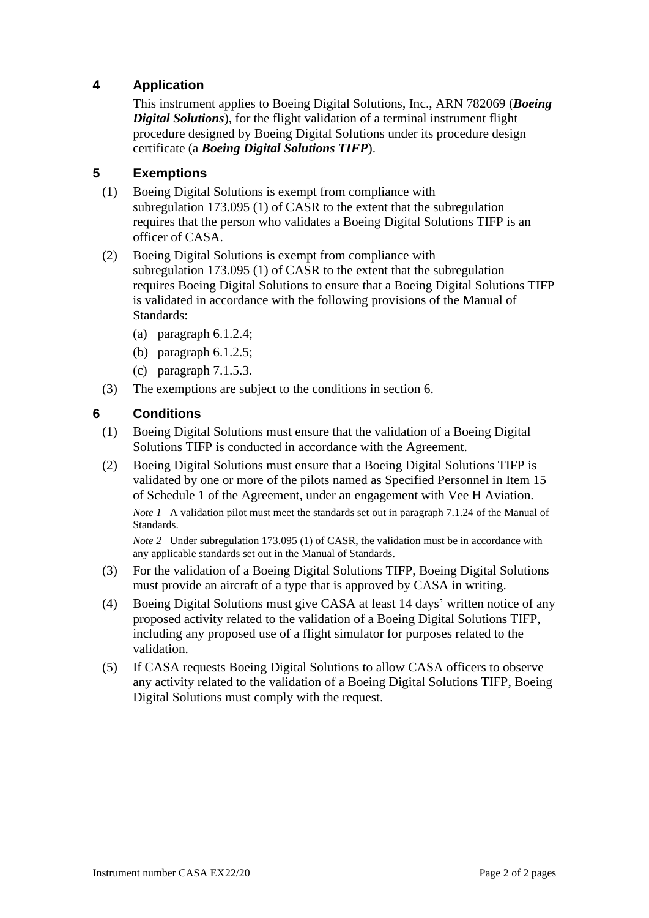## 4 Application

This instrument applies to Boeing Digital Solutions, Inc., ARN 782069 (***Boeing Digital Solutions***), for the flight validation of a terminal instrument flight procedure designed by Boeing Digital Solutions under its procedure design certificate (a ***Boeing Digital Solutions TIFP***).

## 5 Exemptions

(1) Boeing Digital Solutions is exempt from compliance with subregulation 173.095 (1) of CASR to the extent that the subregulation requires that the person who validates a Boeing Digital Solutions TIFP is an officer of CASA.

(2) Boeing Digital Solutions is exempt from compliance with subregulation 173.095 (1) of CASR to the extent that the subregulation requires Boeing Digital Solutions to ensure that a Boeing Digital Solutions TIFP is validated in accordance with the following provisions of the Manual of Standards:

- (a) paragraph 6.1.2.4;
- (b) paragraph 6.1.2.5;
- (c) paragraph 7.1.5.3.

(3) The exemptions are subject to the conditions in section 6.

## 6 Conditions

(1) Boeing Digital Solutions must ensure that the validation of a Boeing Digital Solutions TIFP is conducted in accordance with the Agreement.

(2) Boeing Digital Solutions must ensure that a Boeing Digital Solutions TIFP is validated by one or more of the pilots named as Specified Personnel in Item 15 of Schedule 1 of the Agreement, under an engagement with Vee H Aviation.

*Note 1* A validation pilot must meet the standards set out in paragraph 7.1.24 of the Manual of Standards.

*Note 2* Under subregulation 173.095 (1) of CASR, the validation must be in accordance with any applicable standards set out in the Manual of Standards.

(3) For the validation of a Boeing Digital Solutions TIFP, Boeing Digital Solutions must provide an aircraft of a type that is approved by CASA in writing.

(4) Boeing Digital Solutions must give CASA at least 14 days' written notice of any proposed activity related to the validation of a Boeing Digital Solutions TIFP, including any proposed use of a flight simulator for purposes related to the validation.

(5) If CASA requests Boeing Digital Solutions to allow CASA officers to observe any activity related to the validation of a Boeing Digital Solutions TIFP, Boeing Digital Solutions must comply with the request.